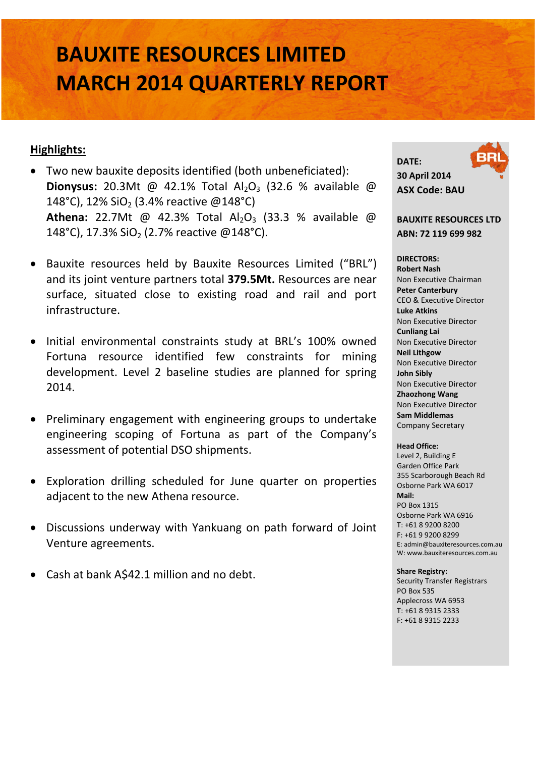# BAUXITE RESOURCES LIMITED MARCH 2014 QUARTERLY REPORT

## Highlights:

- Two new bauxite deposits identified (both unbeneficiated):
  **Dionysus:** 20.3Mt @ 42.1% Total $Al_2O_3$ (32.6 % available @ 148°C), 12% $SiO_2$ (3.4% reactive @148°C)
  **Athena:** 22.7Mt @ 42.3% Total $Al_2O_3$ (33.3 % available @ 148°C), 17.3% $SiO_2$ (2.7% reactive @148°C).

- Bauxite resources held by Bauxite Resources Limited ("BRL") and its joint venture partners total **379.5Mt.** Resources are near surface, situated close to existing road and rail and port infrastructure.

- Initial environmental constraints study at BRL's 100% owned Fortuna resource identified few constraints for mining development. Level 2 baseline studies are planned for spring 2014.

- Preliminary engagement with engineering groups to undertake engineering scoping of Fortuna as part of the Company's assessment of potential DSO shipments.

- Exploration drilling scheduled for June quarter on properties adjacent to the new Athena resource.

- Discussions underway with Yankuang on path forward of Joint Venture agreements.

- Cash at bank A$42.1 million and no debt.

**DATE:**
**30 April 2014**
**ASX Code: BAU**

**BAUXITE RESOURCES LTD**
**ABN: 72 119 699 982**

**DIRECTORS:**
**Robert Nash**
Non Executive Chairman
**Peter Canterbury**
CEO & Executive Director
**Luke Atkins**
Non Executive Director
**Cunliang Lai**
Non Executive Director
**Neil Lithgow**
Non Executive Director
**John Sibly**
Non Executive Director
**Zhaozhong Wang**
Non Executive Director
**Sam Middlemas**
Company Secretary

**Head Office:**
Level 2, Building E
Garden Office Park
355 Scarborough Beach Rd
Osborne Park WA 6017
**Mail:**
PO Box 1315
Osborne Park WA 6916
T: +61 8 9200 8200
F: +61 9 9200 8299
E: admin@bauxiteresources.com.au
W: www.bauxiteresources.com.au

**Share Registry:**
Security Transfer Registrars
PO Box 535
Applecross WA 6953
T: +61 8 9315 2333
F: +61 8 9315 2233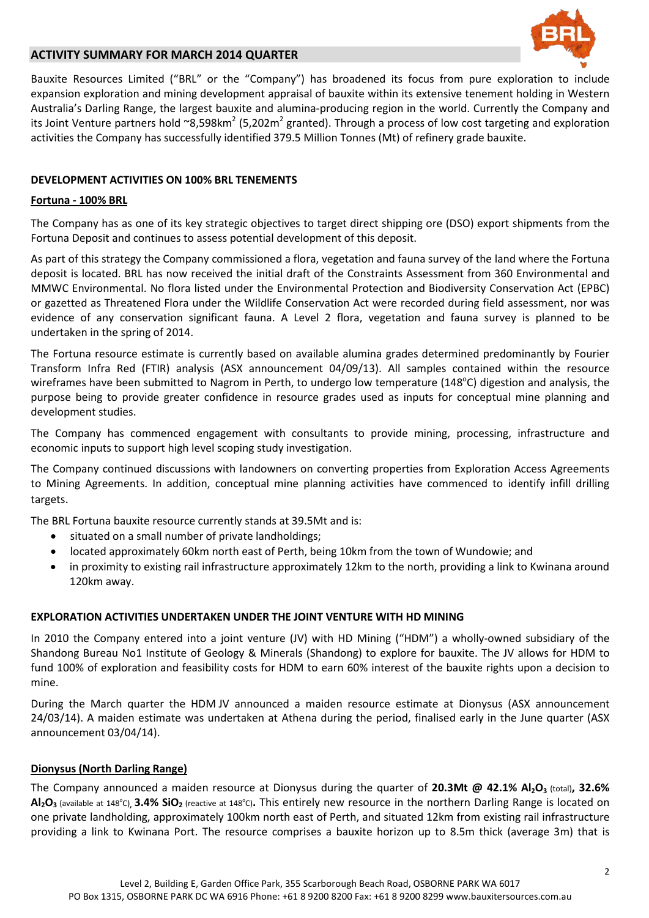## ACTIVITY SUMMARY FOR MARCH 2014 QUARTER

Bauxite Resources Limited ("BRL" or the "Company") has broadened its focus from pure exploration to include expansion exploration and mining development appraisal of bauxite within its extensive tenement holding in Western Australia's Darling Range, the largest bauxite and alumina-producing region in the world. Currently the Company and its Joint Venture partners hold ~8,598km$^2$ (5,202m$^2$ granted). Through a process of low cost targeting and exploration activities the Company has successfully identified 379.5 Million Tonnes (Mt) of refinery grade bauxite.

### DEVELOPMENT ACTIVITIES ON 100% BRL TENEMENTS

**Fortuna - 100% BRL**

The Company has as one of its key strategic objectives to target direct shipping ore (DSO) export shipments from the Fortuna Deposit and continues to assess potential development of this deposit.

As part of this strategy the Company commissioned a flora, vegetation and fauna survey of the land where the Fortuna deposit is located. BRL has now received the initial draft of the Constraints Assessment from 360 Environmental and MMWC Environmental. No flora listed under the Environmental Protection and Biodiversity Conservation Act (EPBC) or gazetted as Threatened Flora under the Wildlife Conservation Act were recorded during field assessment, nor was evidence of any conservation significant fauna. A Level 2 flora, vegetation and fauna survey is planned to be undertaken in the spring of 2014.

The Fortuna resource estimate is currently based on available alumina grades determined predominantly by Fourier Transform Infra Red (FTIR) analysis (ASX announcement 04/09/13). All samples contained within the resource wireframes have been submitted to Nagrom in Perth, to undergo low temperature (148°C) digestion and analysis, the purpose being to provide greater confidence in resource grades used as inputs for conceptual mine planning and development studies.

The Company has commenced engagement with consultants to provide mining, processing, infrastructure and economic inputs to support high level scoping study investigation.

The Company continued discussions with landowners on converting properties from Exploration Access Agreements to Mining Agreements. In addition, conceptual mine planning activities have commenced to identify infill drilling targets.

The BRL Fortuna bauxite resource currently stands at 39.5Mt and is:

- situated on a small number of private landholdings;
- located approximately 60km north east of Perth, being 10km from the town of Wundowie; and
- in proximity to existing rail infrastructure approximately 12km to the north, providing a link to Kwinana around 120km away.

### EXPLORATION ACTIVITIES UNDERTAKEN UNDER THE JOINT VENTURE WITH HD MINING

In 2010 the Company entered into a joint venture (JV) with HD Mining ("HDM") a wholly-owned subsidiary of the Shandong Bureau No1 Institute of Geology & Minerals (Shandong) to explore for bauxite. The JV allows for HDM to fund 100% of exploration and feasibility costs for HDM to earn 60% interest of the bauxite rights upon a decision to mine.

During the March quarter the HDM JV announced a maiden resource estimate at Dionysus (ASX announcement 24/03/14). A maiden estimate was undertaken at Athena during the period, finalised early in the June quarter (ASX announcement 03/04/14).

**Dionysus (North Darling Range)**

The Company announced a maiden resource at Dionysus during the quarter of **20.3Mt @ 42.1% $Al_2O_3$** (total)**, 32.6% $Al_2O_3$** (available at 148°C)**, 3.4% $SiO_2$** (reactive at 148°C)**.** This entirely new resource in the northern Darling Range is located on one private landholding, approximately 100km north east of Perth, and situated 12km from existing rail infrastructure providing a link to Kwinana Port. The resource comprises a bauxite horizon up to 8.5m thick (average 3m) that is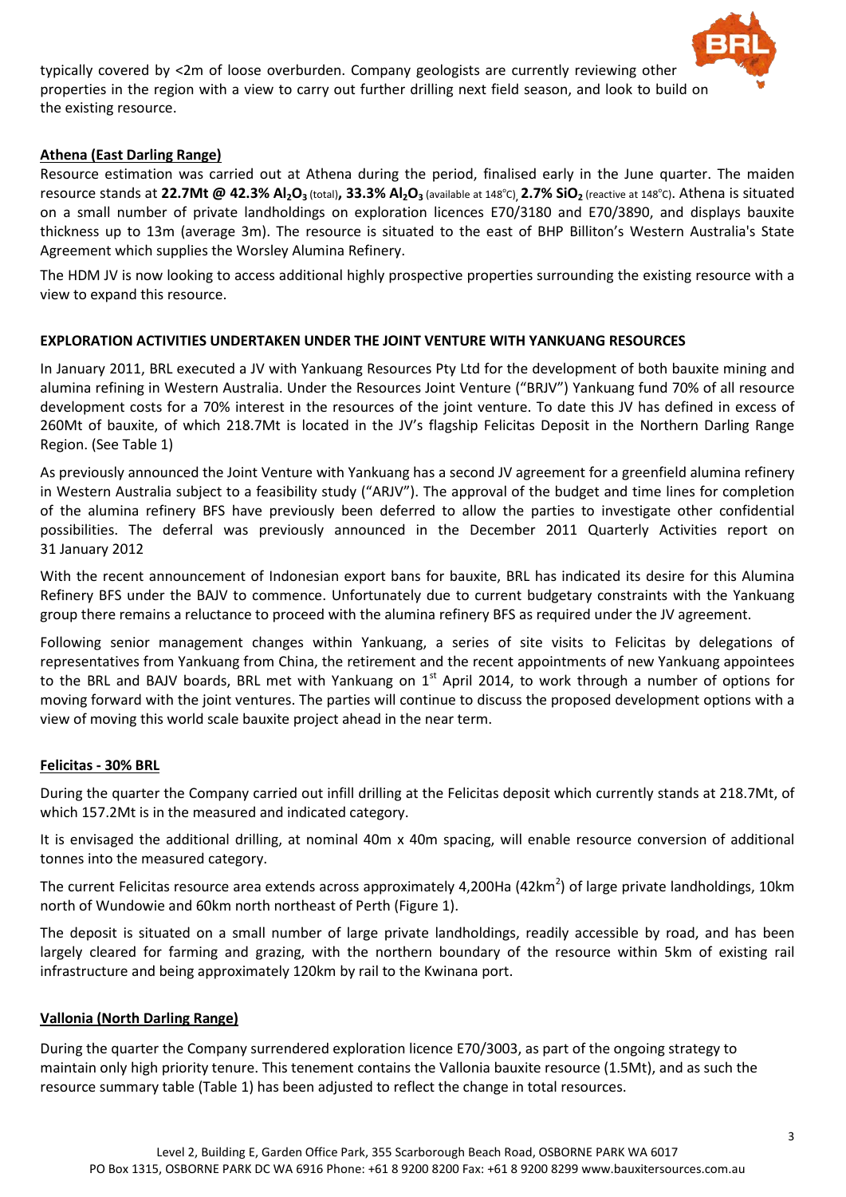typically covered by <2m of loose overburden. Company geologists are currently reviewing other properties in the region with a view to carry out further drilling next field season, and look to build on the existing resource.

**Athena (East Darling Range)**

Resource estimation was carried out at Athena during the period, finalised early in the June quarter. The maiden resource stands at **22.7Mt @ 42.3% $Al_2O_3$** (total)**, 33.3% $Al_2O_3$** (available at 148°C)**, 2.7% $SiO_2$** (reactive at 148°C). Athena is situated on a small number of private landholdings on exploration licences E70/3180 and E70/3890, and displays bauxite thickness up to 13m (average 3m). The resource is situated to the east of BHP Billiton's Western Australia's State Agreement which supplies the Worsley Alumina Refinery.

The HDM JV is now looking to access additional highly prospective properties surrounding the existing resource with a view to expand this resource.

**EXPLORATION ACTIVITIES UNDERTAKEN UNDER THE JOINT VENTURE WITH YANKUANG RESOURCES**

In January 2011, BRL executed a JV with Yankuang Resources Pty Ltd for the development of both bauxite mining and alumina refining in Western Australia. Under the Resources Joint Venture ("BRJV") Yankuang fund 70% of all resource development costs for a 70% interest in the resources of the joint venture. To date this JV has defined in excess of 260Mt of bauxite, of which 218.7Mt is located in the JV's flagship Felicitas Deposit in the Northern Darling Range Region. (See Table 1)

As previously announced the Joint Venture with Yankuang has a second JV agreement for a greenfield alumina refinery in Western Australia subject to a feasibility study ("ARJV"). The approval of the budget and time lines for completion of the alumina refinery BFS have previously been deferred to allow the parties to investigate other confidential possibilities. The deferral was previously announced in the December 2011 Quarterly Activities report on 31 January 2012

With the recent announcement of Indonesian export bans for bauxite, BRL has indicated its desire for this Alumina Refinery BFS under the BAJV to commence. Unfortunately due to current budgetary constraints with the Yankuang group there remains a reluctance to proceed with the alumina refinery BFS as required under the JV agreement.

Following senior management changes within Yankuang, a series of site visits to Felicitas by delegations of representatives from Yankuang from China, the retirement and the recent appointments of new Yankuang appointees to the BRL and BAJV boards, BRL met with Yankuang on 1st April 2014, to work through a number of options for moving forward with the joint ventures. The parties will continue to discuss the proposed development options with a view of moving this world scale bauxite project ahead in the near term.

**Felicitas - 30% BRL**

During the quarter the Company carried out infill drilling at the Felicitas deposit which currently stands at 218.7Mt, of which 157.2Mt is in the measured and indicated category.

It is envisaged the additional drilling, at nominal 40m x 40m spacing, will enable resource conversion of additional tonnes into the measured category.

The current Felicitas resource area extends across approximately 4,200Ha (42km$^2$) of large private landholdings, 10km north of Wundowie and 60km north northeast of Perth (Figure 1).

The deposit is situated on a small number of large private landholdings, readily accessible by road, and has been largely cleared for farming and grazing, with the northern boundary of the resource within 5km of existing rail infrastructure and being approximately 120km by rail to the Kwinana port.

**Vallonia (North Darling Range)**

During the quarter the Company surrendered exploration licence E70/3003, as part of the ongoing strategy to maintain only high priority tenure. This tenement contains the Vallonia bauxite resource (1.5Mt), and as such the resource summary table (Table 1) has been adjusted to reflect the change in total resources.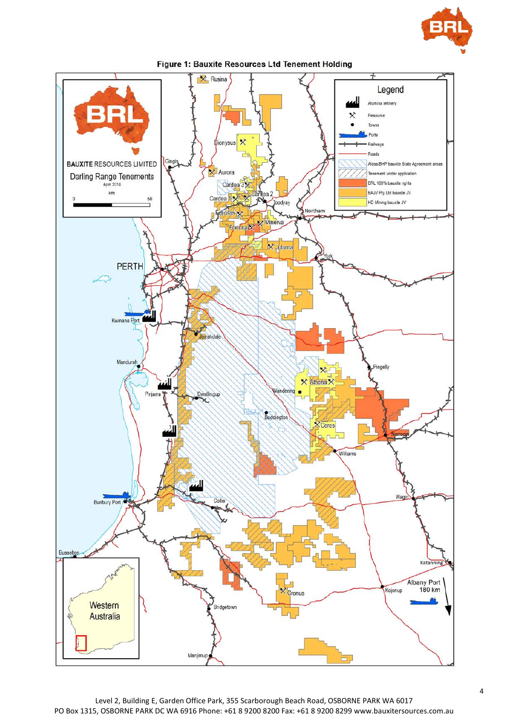**Figure 1: Bauxite Resources Ltd Tenement Holding**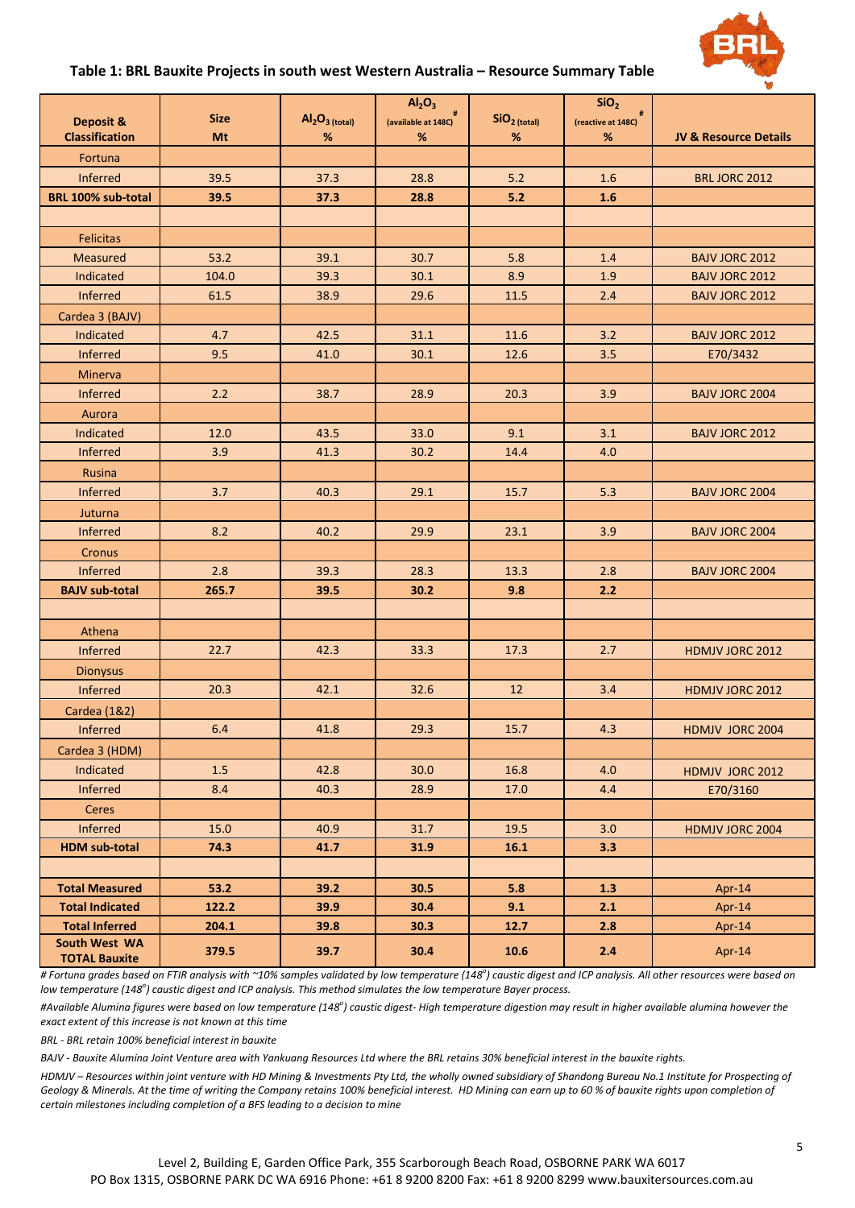### Table 1: BRL Bauxite Projects in south west Western Australia – Resource Summary Table

| Deposit & Classification | Size Mt | $Al_2O_3$ (total) % | $Al_2O_3$ (available at 148C)# % | $SiO_2$ (total) % | $SiO_2$ (reactive at 148C)# % | JV & Resource Details |
|---|---|---|---|---|---|---|
| Fortuna | | | | | | |
| Inferred | 39.5 | 37.3 | 28.8 | 5.2 | 1.6 | BRL JORC 2012 |
| **BRL 100% sub-total** | **39.5** | **37.3** | **28.8** | **5.2** | **1.6** | |
| | | | | | | |
| Felicitas | | | | | | |
| Measured | 53.2 | 39.1 | 30.7 | 5.8 | 1.4 | BAJV JORC 2012 |
| Indicated | 104.0 | 39.3 | 30.1 | 8.9 | 1.9 | BAJV JORC 2012 |
| Inferred | 61.5 | 38.9 | 29.6 | 11.5 | 2.4 | BAJV JORC 2012 |
| Cardea 3 (BAJV) | | | | | | |
| Indicated | 4.7 | 42.5 | 31.1 | 11.6 | 3.2 | BAJV JORC 2012 |
| Inferred | 9.5 | 41.0 | 30.1 | 12.6 | 3.5 | E70/3432 |
| Minerva | | | | | | |
| Inferred | 2.2 | 38.7 | 28.9 | 20.3 | 3.9 | BAJV JORC 2004 |
| Aurora | | | | | | |
| Indicated | 12.0 | 43.5 | 33.0 | 9.1 | 3.1 | BAJV JORC 2012 |
| Inferred | 3.9 | 41.3 | 30.2 | 14.4 | 4.0 | |
| Rusina | | | | | | |
| Inferred | 3.7 | 40.3 | 29.1 | 15.7 | 5.3 | BAJV JORC 2004 |
| Juturna | | | | | | |
| Inferred | 8.2 | 40.2 | 29.9 | 23.1 | 3.9 | BAJV JORC 2004 |
| Cronus | | | | | | |
| Inferred | 2.8 | 39.3 | 28.3 | 13.3 | 2.8 | BAJV JORC 2004 |
| **BAJV sub-total** | **265.7** | **39.5** | **30.2** | **9.8** | **2.2** | |
| | | | | | | |
| Athena | | | | | | |
| Inferred | 22.7 | 42.3 | 33.3 | 17.3 | 2.7 | HDMJV JORC 2012 |
| Dionysus | | | | | | |
| Inferred | 20.3 | 42.1 | 32.6 | 12 | 3.4 | HDMJV JORC 2012 |
| Cardea (1&2) | | | | | | |
| Inferred | 6.4 | 41.8 | 29.3 | 15.7 | 4.3 | HDMJV JORC 2004 |
| Cardea 3 (HDM) | | | | | | |
| Indicated | 1.5 | 42.8 | 30.0 | 16.8 | 4.0 | HDMJV JORC 2012 |
| Inferred | 8.4 | 40.3 | 28.9 | 17.0 | 4.4 | E70/3160 |
| Ceres | | | | | | |
| Inferred | 15.0 | 40.9 | 31.7 | 19.5 | 3.0 | HDMJV JORC 2004 |
| **HDM sub-total** | **74.3** | **41.7** | **31.9** | **16.1** | **3.3** | |
| | | | | | | |
| **Total Measured** | **53.2** | **39.2** | **30.5** | **5.8** | **1.3** | Apr-14 |
| **Total Indicated** | **122.2** | **39.9** | **30.4** | **9.1** | **2.1** | Apr-14 |
| **Total Inferred** | **204.1** | **39.8** | **30.3** | **12.7** | **2.8** | Apr-14 |
| **South West WA TOTAL Bauxite** | **379.5** | **39.7** | **30.4** | **10.6** | **2.4** | Apr-14 |

*# Fortuna grades based on FTIR analysis with ~10% samples validated by low temperature (148°) caustic digest and ICP analysis. All other resources were based on low temperature (148°) caustic digest and ICP analysis. This method simulates the low temperature Bayer process.*

*#Available Alumina figures were based on low temperature (148°) caustic digest- High temperature digestion may result in higher available alumina however the exact extent of this increase is not known at this time*

*BRL - BRL retain 100% beneficial interest in bauxite*

*BAJV - Bauxite Alumina Joint Venture area with Yankuang Resources Ltd where the BRL retains 30% beneficial interest in the bauxite rights.*

*HDMJV – Resources within joint venture with HD Mining & Investments Pty Ltd, the wholly owned subsidiary of Shandong Bureau No.1 Institute for Prospecting of Geology & Minerals. At the time of writing the Company retains 100% beneficial interest. HD Mining can earn up to 60 % of bauxite rights upon completion of certain milestones including completion of a BFS leading to a decision to mine*

Level 2, Building E, Garden Office Park, 355 Scarborough Beach Road, OSBORNE PARK WA 6017
PO Box 1315, OSBORNE PARK DC WA 6916 Phone: +61 8 9200 8200 Fax: +61 8 9200 8299 www.bauxitersources.com.au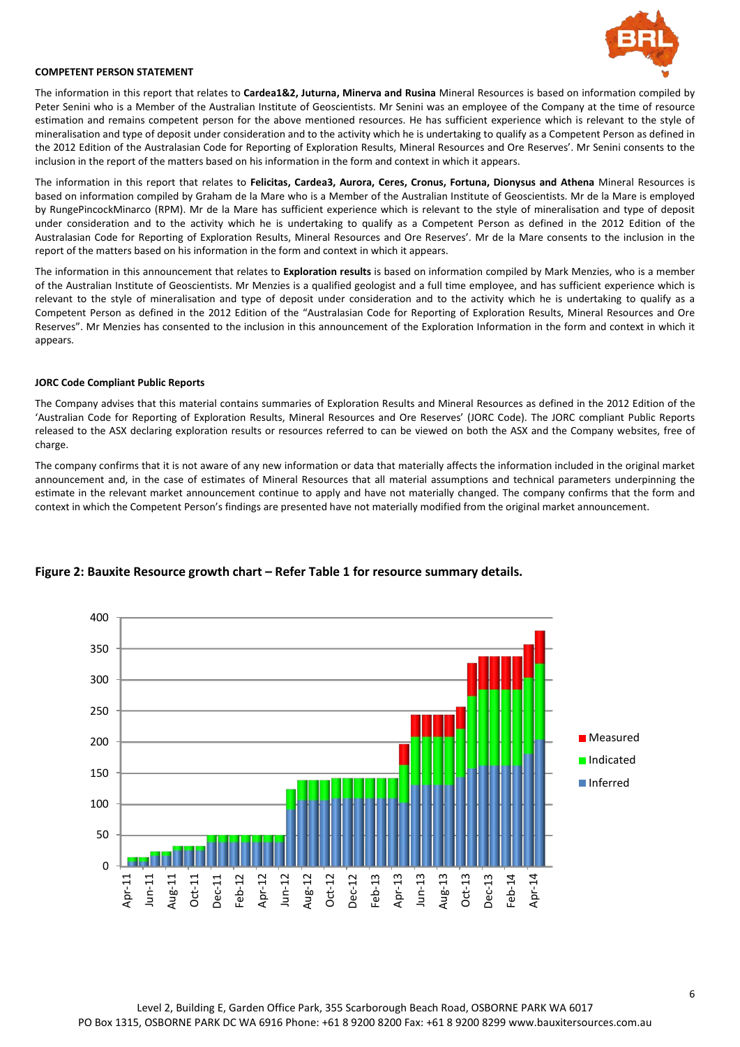**COMPETENT PERSON STATEMENT**

The information in this report that relates to **Cardea1&2, Juturna, Minerva and Rusina** Mineral Resources is based on information compiled by Peter Senini who is a Member of the Australian Institute of Geoscientists. Mr Senini was an employee of the Company at the time of resource estimation and remains competent person for the above mentioned resources. He has sufficient experience which is relevant to the style of mineralisation and type of deposit under consideration and to the activity which he is undertaking to qualify as a Competent Person as defined in the 2012 Edition of the Australasian Code for Reporting of Exploration Results, Mineral Resources and Ore Reserves'. Mr Senini consents to the inclusion in the report of the matters based on his information in the form and context in which it appears.

The information in this report that relates to **Felicitas, Cardea3, Aurora, Ceres, Cronus, Fortuna, Dionysus and Athena** Mineral Resources is based on information compiled by Graham de la Mare who is a Member of the Australian Institute of Geoscientists. Mr de la Mare is employed by RungePincockMinarco (RPM). Mr de la Mare has sufficient experience which is relevant to the style of mineralisation and type of deposit under consideration and to the activity which he is undertaking to qualify as a Competent Person as defined in the 2012 Edition of the Australasian Code for Reporting of Exploration Results, Mineral Resources and Ore Reserves'. Mr de la Mare consents to the inclusion in the report of the matters based on his information in the form and context in which it appears.

The information in this announcement that relates to **Exploration results** is based on information compiled by Mark Menzies, who is a member of the Australian Institute of Geoscientists. Mr Menzies is a qualified geologist and a full time employee, and has sufficient experience which is relevant to the style of mineralisation and type of deposit under consideration and to the activity which he is undertaking to qualify as a Competent Person as defined in the 2012 Edition of the "Australasian Code for Reporting of Exploration Results, Mineral Resources and Ore Reserves". Mr Menzies has consented to the inclusion in this announcement of the Exploration Information in the form and context in which it appears.

**JORC Code Compliant Public Reports**

The Company advises that this material contains summaries of Exploration Results and Mineral Resources as defined in the 2012 Edition of the 'Australian Code for Reporting of Exploration Results, Mineral Resources and Ore Reserves' (JORC Code). The JORC compliant Public Reports released to the ASX declaring exploration results or resources referred to can be viewed on both the ASX and the Company websites, free of charge.

The company confirms that it is not aware of any new information or data that materially affects the information included in the original market announcement and, in the case of estimates of Mineral Resources that all material assumptions and technical parameters underpinning the estimate in the relevant market announcement continue to apply and have not materially changed. The company confirms that the form and context in which the Competent Person's findings are presented have not materially modified from the original market announcement.

**Figure 2: Bauxite Resource growth chart – Refer Table 1 for resource summary details.**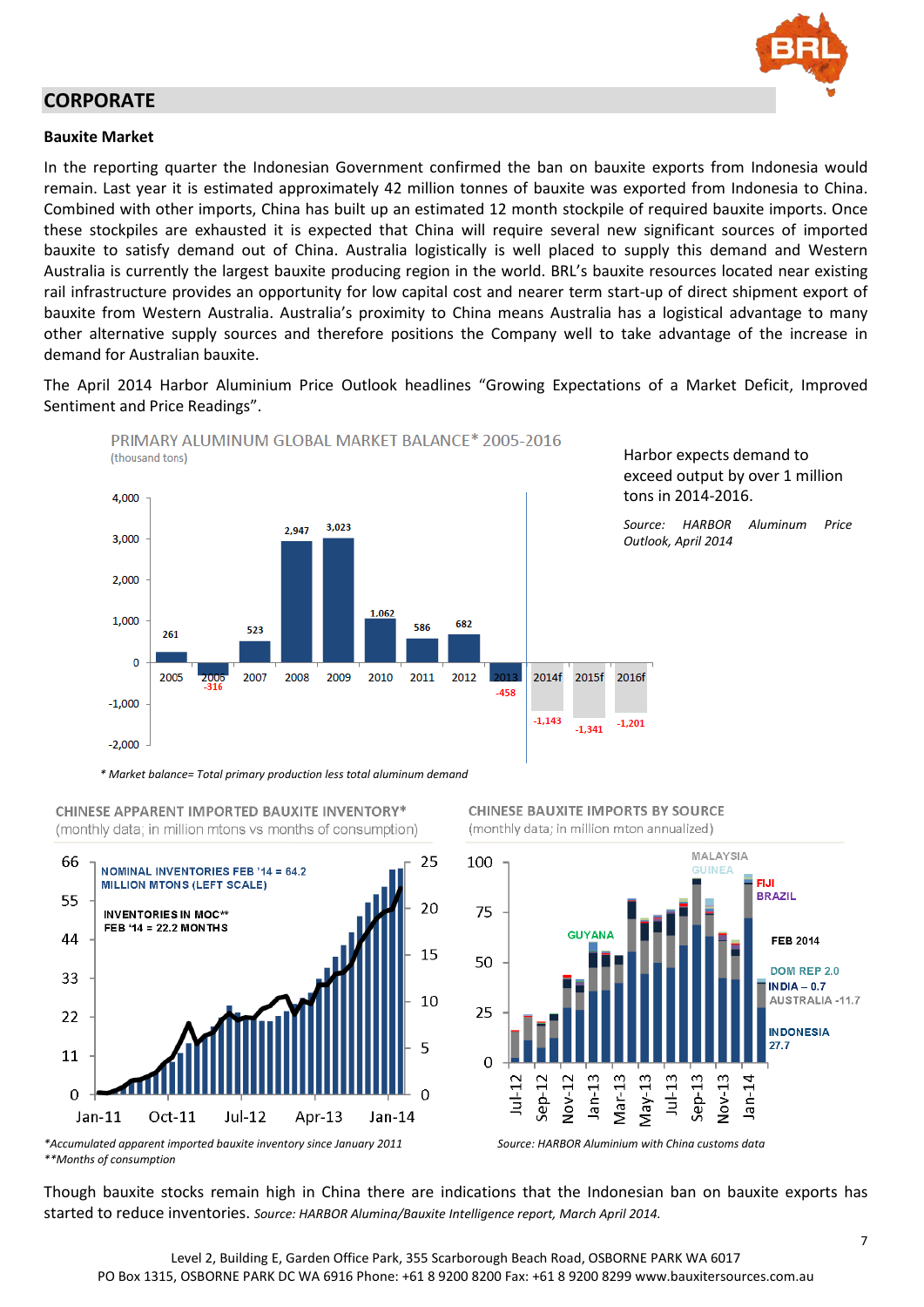## CORPORATE

### Bauxite Market

In the reporting quarter the Indonesian Government confirmed the ban on bauxite exports from Indonesia would remain. Last year it is estimated approximately 42 million tonnes of bauxite was exported from Indonesia to China. Combined with other imports, China has built up an estimated 12 month stockpile of required bauxite imports. Once these stockpiles are exhausted it is expected that China will require several new significant sources of imported bauxite to satisfy demand out of China. Australia logistically is well placed to supply this demand and Western Australia is currently the largest bauxite producing region in the world. BRL's bauxite resources located near existing rail infrastructure provides an opportunity for low capital cost and nearer term start-up of direct shipment export of bauxite from Western Australia. Australia's proximity to China means Australia has a logistical advantage to many other alternative supply sources and therefore positions the Company well to take advantage of the increase in demand for Australian bauxite.

The April 2014 Harbor Aluminium Price Outlook headlines "Growing Expectations of a Market Deficit, Improved Sentiment and Price Readings".

**PRIMARY ALUMINUM GLOBAL MARKET BALANCE* 2005-2016**
(thousand tons)

| Year | Market balance |
|---|---|
| 2005 | 261 |
| 2006 | -316 |
| 2007 | 523 |
| 2008 | 2,947 |
| 2009 | 3,023 |
| 2010 | 1,062 |
| 2011 | 586 |
| 2012 | 682 |
| 2013 | -458 |
| 2014f | -1,143 |
| 2015f | -1,341 |
| 2016f | -1,201 |

Harbor expects demand to exceed output by over 1 million tons in 2014-2016.

*Source: HARBOR Aluminum Price Outlook, April 2014*

*\* Market balance= Total primary production less total aluminum demand*

**CHINESE APPARENT IMPORTED BAUXITE INVENTORY***
(monthly data; in million mtons vs months of consumption)

NOMINAL INVENTORIES FEB '14 = 64.2 MILLION MTONS (LEFT SCALE)

INVENTORIES IN MOC** FEB '14 = 22.2 MONTHS

*\*Accumulated apparent imported bauxite inventory since January 2011*
*\*\*Months of consumption*

**CHINESE BAUXITE IMPORTS BY SOURCE**
(monthly data; in million mton annualized)

FEB 2014: MALAYSIA, GUINEA, FIJI, BRAZIL, GUYANA, DOM REP 2.0, INDIA – 0.7, AUSTRALIA -11.7, INDONESIA 27.7

Source: HARBOR Aluminium with China customs data

Though bauxite stocks remain high in China there are indications that the Indonesian ban on bauxite exports has started to reduce inventories. *Source: HARBOR Alumina/Bauxite Intelligence report, March April 2014.*

Level 2, Building E, Garden Office Park, 355 Scarborough Beach Road, OSBORNE PARK WA 6017
PO Box 1315, OSBORNE PARK DC WA 6916 Phone: +61 8 9200 8200 Fax: +61 8 9200 8299 www.bauxitersources.com.au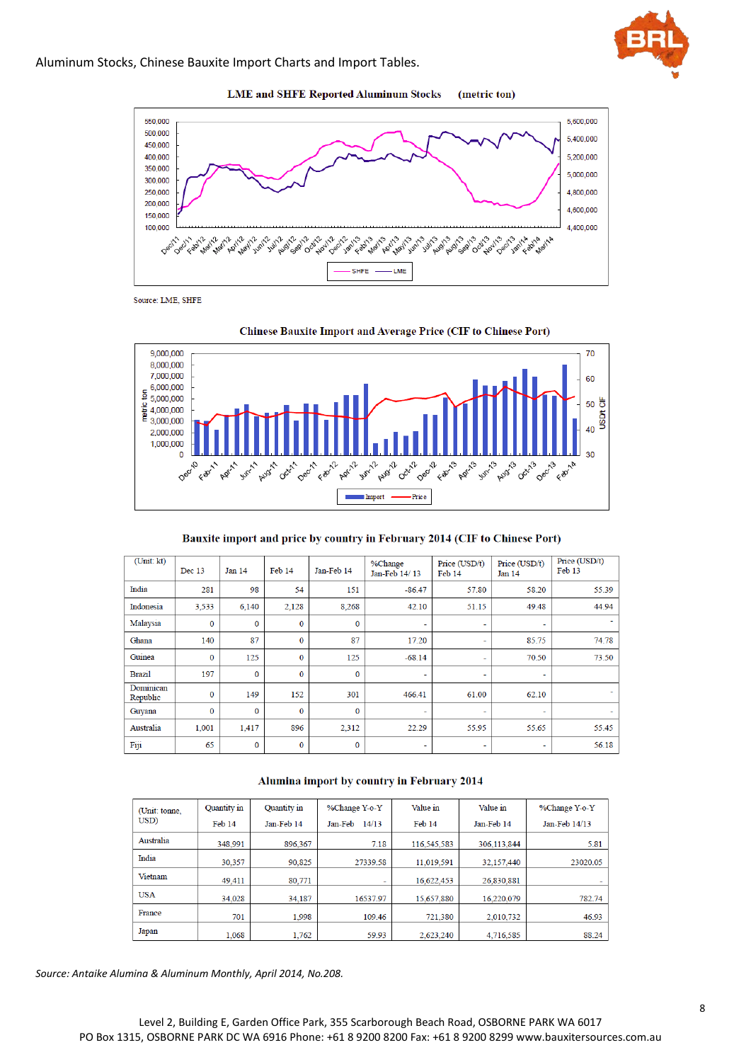Aluminum Stocks, Chinese Bauxite Import Charts and Import Tables.

**LME and SHFE Reported Aluminum Stocks (metric ton)**

Source: LME, SHFE

**Chinese Bauxite Import and Average Price (CIF to Chinese Port)**

**Bauxite import and price by country in February 2014 (CIF to Chinese Port)**

| (Unit: kt) | Dec 13 | Jan 14 | Feb 14 | Jan-Feb 14 | %Change Jan-Feb 14/ 13 | Price (USD/t) Feb 14 | Price (USD/t) Jan 14 | Price (USD/t) Feb 13 |
|---|---|---|---|---|---|---|---|---|
| India | 281 | 98 | 54 | 151 | -86.47 | 57.80 | 58.20 | 55.39 |
| Indonesia | 3,533 | 6,140 | 2,128 | 8,268 | 42.10 | 51.15 | 49.48 | 44.94 |
| Malaysia | 0 | 0 | 0 | 0 | - | - | - | - |
| Ghana | 140 | 87 | 0 | 87 | 17.20 | - | 85.75 | 74.78 |
| Guinea | 0 | 125 | 0 | 125 | -68.14 | - | 70.50 | 73.50 |
| Brazil | 197 | 0 | 0 | 0 | - | - | - | - |
| Dominican Republic | 0 | 149 | 152 | 301 | 466.41 | 61.00 | 62.10 | - |
| Guyana | 0 | 0 | 0 | 0 | - | - | - | - |
| Australia | 1,001 | 1,417 | 896 | 2,312 | 22.29 | 55.95 | 55.65 | 55.45 |
| Fiji | 65 | 0 | 0 | 0 | - | - | - | 56.18 |

**Alumina import by country in February 2014**

| (Unit: tonne, USD) | Quantity in Feb 14 | Quantity in Jan-Feb 14 | %Change Y-o-Y Jan-Feb 14/13 | Value in Feb 14 | Value in Jan-Feb 14 | %Change Y-o-Y Jan-Feb 14/13 |
|---|---|---|---|---|---|---|
| Australia | 348,991 | 896,367 | 7.18 | 116,545,583 | 306,113,844 | 5.81 |
| India | 30,357 | 90,825 | 27339.58 | 11,019,591 | 32,157,440 | 23020.05 |
| Vietnam | 49,411 | 80,771 | - | 16,622,453 | 26,830,881 | - |
| USA | 34,028 | 34,187 | 16537.97 | 15,657,880 | 16,220,079 | 782.74 |
| France | 701 | 1,998 | 109.46 | 721,380 | 2,010,732 | 46.93 |
| Japan | 1,068 | 1,762 | 59.93 | 2,623,240 | 4,716,585 | 88.24 |

*Source: Antaike Alumina & Aluminum Monthly, April 2014, No.208.*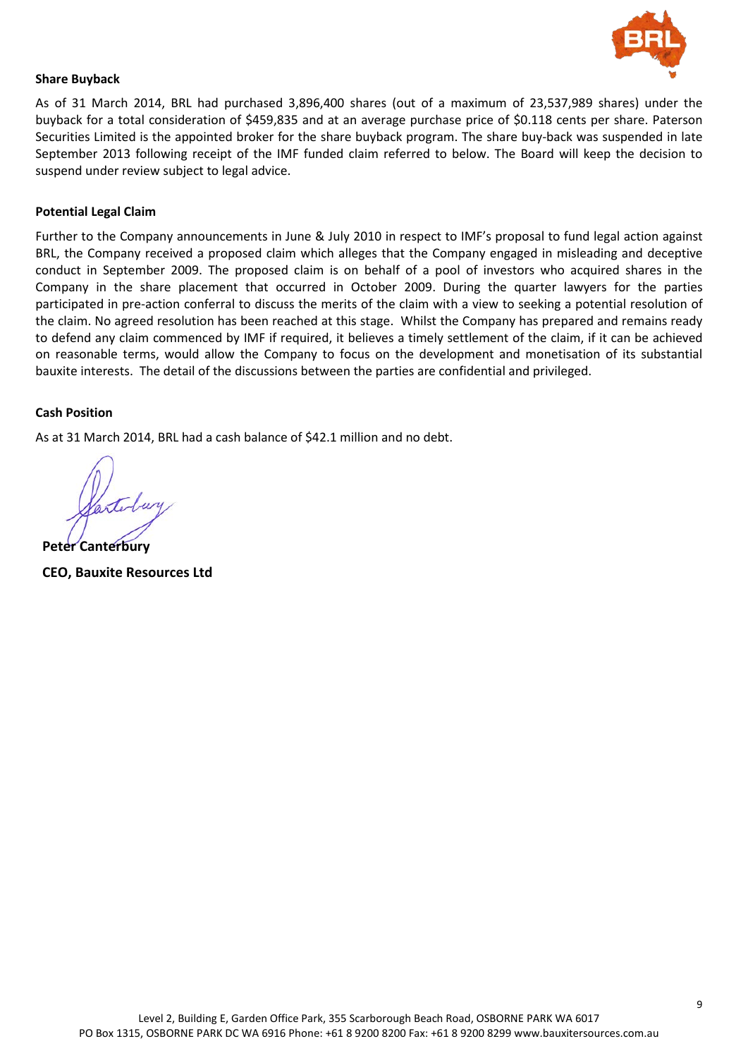**Share Buyback**

As of 31 March 2014, BRL had purchased 3,896,400 shares (out of a maximum of 23,537,989 shares) under the buyback for a total consideration of $459,835 and at an average purchase price of $0.118 cents per share. Paterson Securities Limited is the appointed broker for the share buyback program. The share buy-back was suspended in late September 2013 following receipt of the IMF funded claim referred to below. The Board will keep the decision to suspend under review subject to legal advice.

**Potential Legal Claim**

Further to the Company announcements in June & July 2010 in respect to IMF's proposal to fund legal action against BRL, the Company received a proposed claim which alleges that the Company engaged in misleading and deceptive conduct in September 2009. The proposed claim is on behalf of a pool of investors who acquired shares in the Company in the share placement that occurred in October 2009. During the quarter lawyers for the parties participated in pre-action conferral to discuss the merits of the claim with a view to seeking a potential resolution of the claim. No agreed resolution has been reached at this stage. Whilst the Company has prepared and remains ready to defend any claim commenced by IMF if required, it believes a timely settlement of the claim, if it can be achieved on reasonable terms, would allow the Company to focus on the development and monetisation of its substantial bauxite interests. The detail of the discussions between the parties are confidential and privileged.

**Cash Position**

As at 31 March 2014, BRL had a cash balance of $42.1 million and no debt.

**Peter Canterbury**

**CEO, Bauxite Resources Ltd**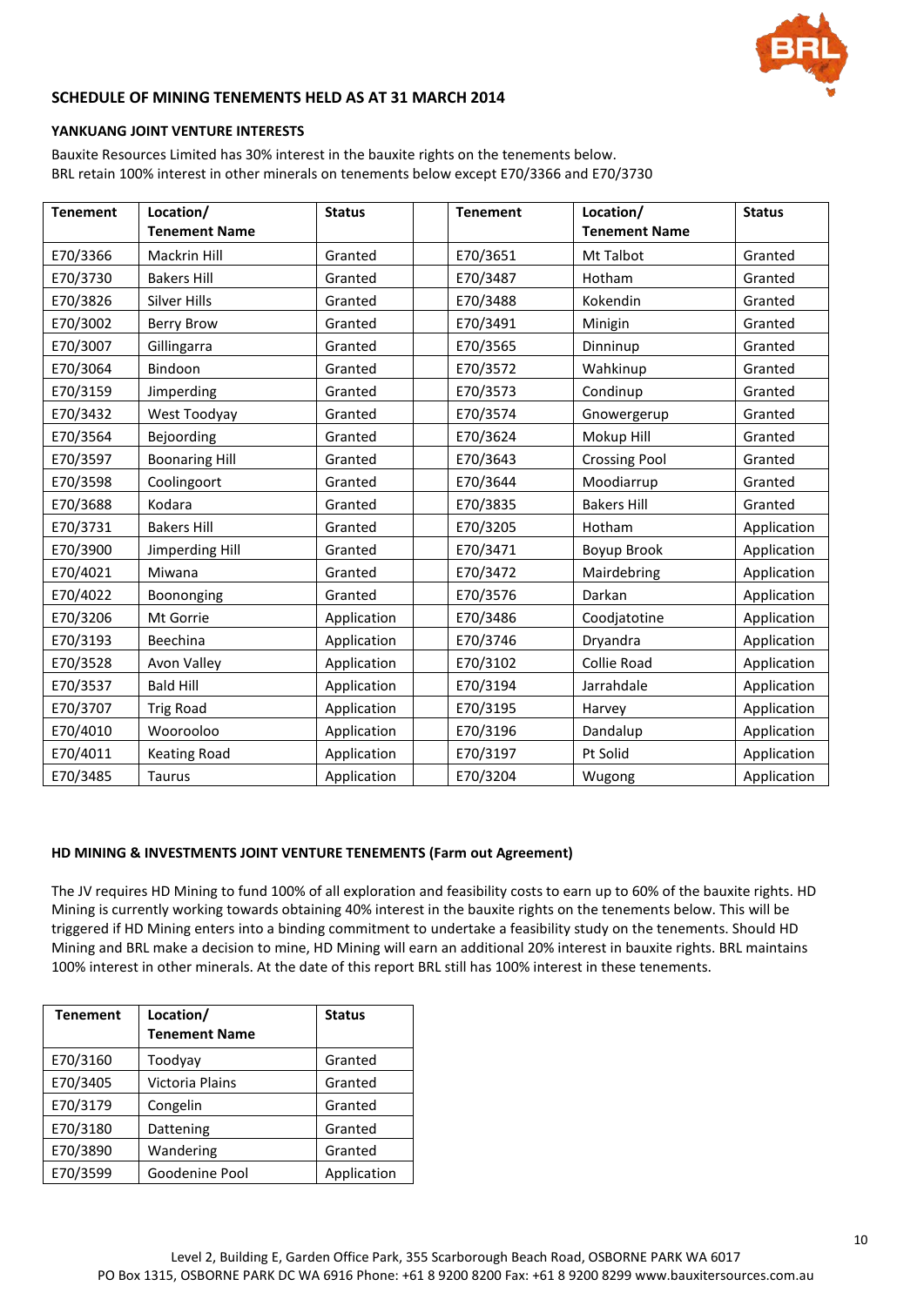## SCHEDULE OF MINING TENEMENTS HELD AS AT 31 MARCH 2014

### YANKUANG JOINT VENTURE INTERESTS

Bauxite Resources Limited has 30% interest in the bauxite rights on the tenements below.
BRL retain 100% interest in other minerals on tenements below except E70/3366 and E70/3730

| Tenement | Location/ Tenement Name | Status | | Tenement | Location/ Tenement Name | Status |
|---|---|---|---|---|---|---|
| E70/3366 | Mackrin Hill | Granted | | E70/3651 | Mt Talbot | Granted |
| E70/3730 | Bakers Hill | Granted | | E70/3487 | Hotham | Granted |
| E70/3826 | Silver Hills | Granted | | E70/3488 | Kokendin | Granted |
| E70/3002 | Berry Brow | Granted | | E70/3491 | Minigin | Granted |
| E70/3007 | Gillingarra | Granted | | E70/3565 | Dinninup | Granted |
| E70/3064 | Bindoon | Granted | | E70/3572 | Wahkinup | Granted |
| E70/3159 | Jimperding | Granted | | E70/3573 | Condinup | Granted |
| E70/3432 | West Toodyay | Granted | | E70/3574 | Gnowergerup | Granted |
| E70/3564 | Bejoording | Granted | | E70/3624 | Mokup Hill | Granted |
| E70/3597 | Boonaring Hill | Granted | | E70/3643 | Crossing Pool | Granted |
| E70/3598 | Coolingoort | Granted | | E70/3644 | Moodiarrup | Granted |
| E70/3688 | Kodara | Granted | | E70/3835 | Bakers Hill | Granted |
| E70/3731 | Bakers Hill | Granted | | E70/3205 | Hotham | Application |
| E70/3900 | Jimperding Hill | Granted | | E70/3471 | Boyup Brook | Application |
| E70/4021 | Miwana | Granted | | E70/3472 | Mairdebring | Application |
| E70/4022 | Boononging | Granted | | E70/3576 | Darkan | Application |
| E70/3206 | Mt Gorrie | Application | | E70/3486 | Coodjatotine | Application |
| E70/3193 | Beechina | Application | | E70/3746 | Dryandra | Application |
| E70/3528 | Avon Valley | Application | | E70/3102 | Collie Road | Application |
| E70/3537 | Bald Hill | Application | | E70/3194 | Jarrahdale | Application |
| E70/3707 | Trig Road | Application | | E70/3195 | Harvey | Application |
| E70/4010 | Woorooloo | Application | | E70/3196 | Dandalup | Application |
| E70/4011 | Keating Road | Application | | E70/3197 | Pt Solid | Application |
| E70/3485 | Taurus | Application | | E70/3204 | Wugong | Application |

### HD MINING & INVESTMENTS JOINT VENTURE TENEMENTS (Farm out Agreement)

The JV requires HD Mining to fund 100% of all exploration and feasibility costs to earn up to 60% of the bauxite rights. HD Mining is currently working towards obtaining 40% interest in the bauxite rights on the tenements below. This will be triggered if HD Mining enters into a binding commitment to undertake a feasibility study on the tenements. Should HD Mining and BRL make a decision to mine, HD Mining will earn an additional 20% interest in bauxite rights. BRL maintains 100% interest in other minerals. At the date of this report BRL still has 100% interest in these tenements.

| Tenement | Location/ Tenement Name | Status |
|---|---|---|
| E70/3160 | Toodyay | Granted |
| E70/3405 | Victoria Plains | Granted |
| E70/3179 | Congelin | Granted |
| E70/3180 | Dattening | Granted |
| E70/3890 | Wandering | Granted |
| E70/3599 | Goodenine Pool | Application |

Level 2, Building E, Garden Office Park, 355 Scarborough Beach Road, OSBORNE PARK WA 6017
PO Box 1315, OSBORNE PARK DC WA 6916 Phone: +61 8 9200 8200 Fax: +61 8 9200 8299 www.bauxitersources.com.au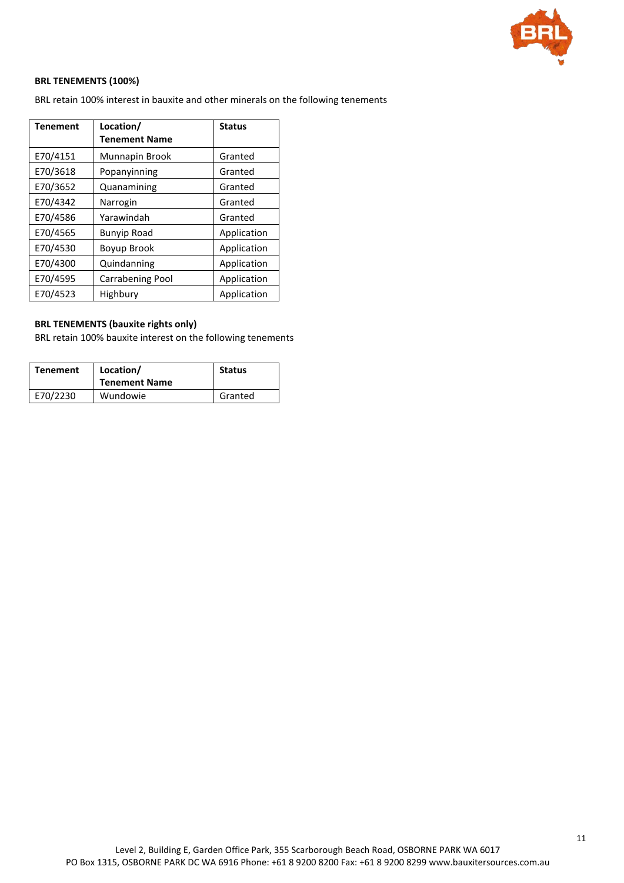**BRL TENEMENTS (100%)**

BRL retain 100% interest in bauxite and other minerals on the following tenements

| Tenement | Location/ Tenement Name | Status |
|---|---|---|
| E70/4151 | Munnapin Brook | Granted |
| E70/3618 | Popanyinning | Granted |
| E70/3652 | Quanamining | Granted |
| E70/4342 | Narrogin | Granted |
| E70/4586 | Yarawindah | Granted |
| E70/4565 | Bunyip Road | Application |
| E70/4530 | Boyup Brook | Application |
| E70/4300 | Quindanning | Application |
| E70/4595 | Carrabening Pool | Application |
| E70/4523 | Highbury | Application |

**BRL TENEMENTS (bauxite rights only)**

BRL retain 100% bauxite interest on the following tenements

| Tenement | Location/ Tenement Name | Status |
|---|---|---|
| E70/2230 | Wundowie | Granted |

Level 2, Building E, Garden Office Park, 355 Scarborough Beach Road, OSBORNE PARK WA 6017
PO Box 1315, OSBORNE PARK DC WA 6916 Phone: +61 8 9200 8200 Fax: +61 8 9200 8299 www.bauxitersources.com.au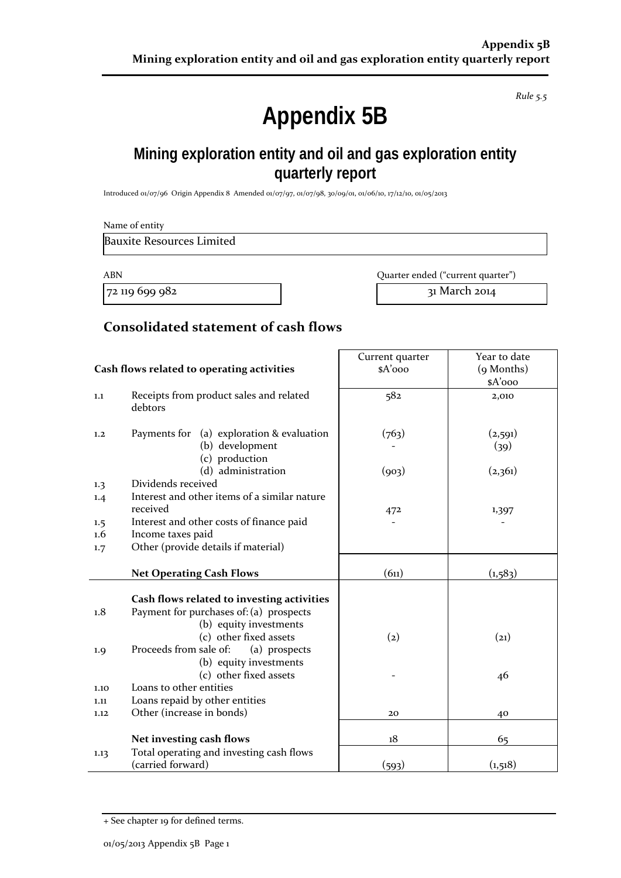*Rule 5.5*

# Appendix 5B

## Mining exploration entity and oil and gas exploration entity quarterly report

Introduced 01/07/96 Origin Appendix 8 Amended 01/07/97, 01/07/98, 30/09/01, 01/06/10, 17/12/10, 01/05/2013

Name of entity

| Bauxite Resources Limited |
|---|

| ABN | Quarter ended ("current quarter") |
|---|---|
| 72 119 699 982 | 31 March 2014 |

## Consolidated statement of cash flows

| | Cash flows related to operating activities | Current quarter $A'000 | Year to date (9 Months) $A'000 |
|---|---|---|---|
| 1.1 | Receipts from product sales and related debtors | 582 | 2,010 |
| 1.2 | Payments for (a) exploration & evaluation | (763) | (2,591) |
| | (b) development | - | (39) |
| | (c) production | | |
| | (d) administration | (903) | (2,361) |
| 1.3 | Dividends received | | |
| 1.4 | Interest and other items of a similar nature received | 472 | 1,397 |
| 1.5 | Interest and other costs of finance paid | - | - |
| 1.6 | Income taxes paid | | |
| 1.7 | Other (provide details if material) | | |
| | **Net Operating Cash Flows** | (611) | (1,583) |
| | **Cash flows related to investing activities** | | |
| 1.8 | Payment for purchases of: (a) prospects | | |
| | (b) equity investments | | |
| | (c) other fixed assets | (2) | (21) |
| 1.9 | Proceeds from sale of: (a) prospects | | |
| | (b) equity investments | | |
| | (c) other fixed assets | - | 46 |
| 1.10 | Loans to other entities | | |
| 1.11 | Loans repaid by other entities | | |
| 1.12 | Other (increase in bonds) | 20 | 40 |
| | **Net investing cash flows** | 18 | 65 |
| 1.13 | Total operating and investing cash flows (carried forward) | (593) | (1,518) |

+ See chapter 19 for defined terms.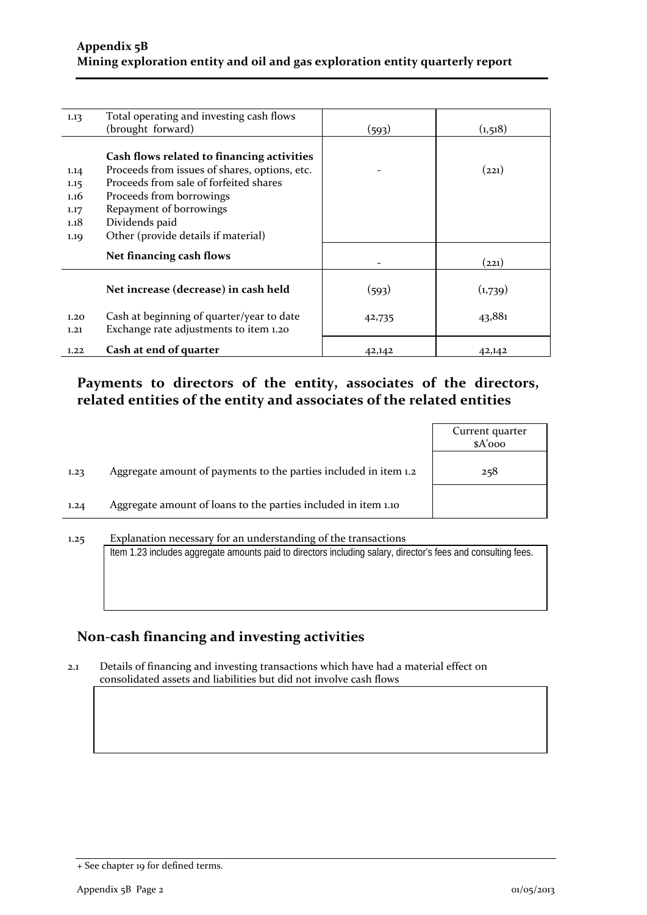| | | | |
|---|---|---|---|
| 1.13 | Total operating and investing cash flows (brought forward) | (593) | (1,518) |
| | **Cash flows related to financing activities** | | |
| 1.14 | Proceeds from issues of shares, options, etc. | - | (221) |
| 1.15 | Proceeds from sale of forfeited shares | | |
| 1.16 | Proceeds from borrowings | | |
| 1.17 | Repayment of borrowings | | |
| 1.18 | Dividends paid | | |
| 1.19 | Other (provide details if material) | | |
| | **Net financing cash flows** | - | (221) |
| | **Net increase (decrease) in cash held** | (593) | (1,739) |
| 1.20 | Cash at beginning of quarter/year to date | 42,735 | 43,881 |
| 1.21 | Exchange rate adjustments to item 1.20 | | |
| 1.22 | **Cash at end of quarter** | 42,142 | 42,142 |

## Payments to directors of the entity, associates of the directors, related entities of the entity and associates of the related entities

| | | Current quarter $A'000 |
|---|---|---|
| 1.23 | Aggregate amount of payments to the parties included in item 1.2 | 258 |
| 1.24 | Aggregate amount of loans to the parties included in item 1.10 | |

1.25 Explanation necessary for an understanding of the transactions

Item 1.23 includes aggregate amounts paid to directors including salary, director's fees and consulting fees.

## Non-cash financing and investing activities

2.1 Details of financing and investing transactions which have had a material effect on consolidated assets and liabilities but did not involve cash flows

+ See chapter 19 for defined terms.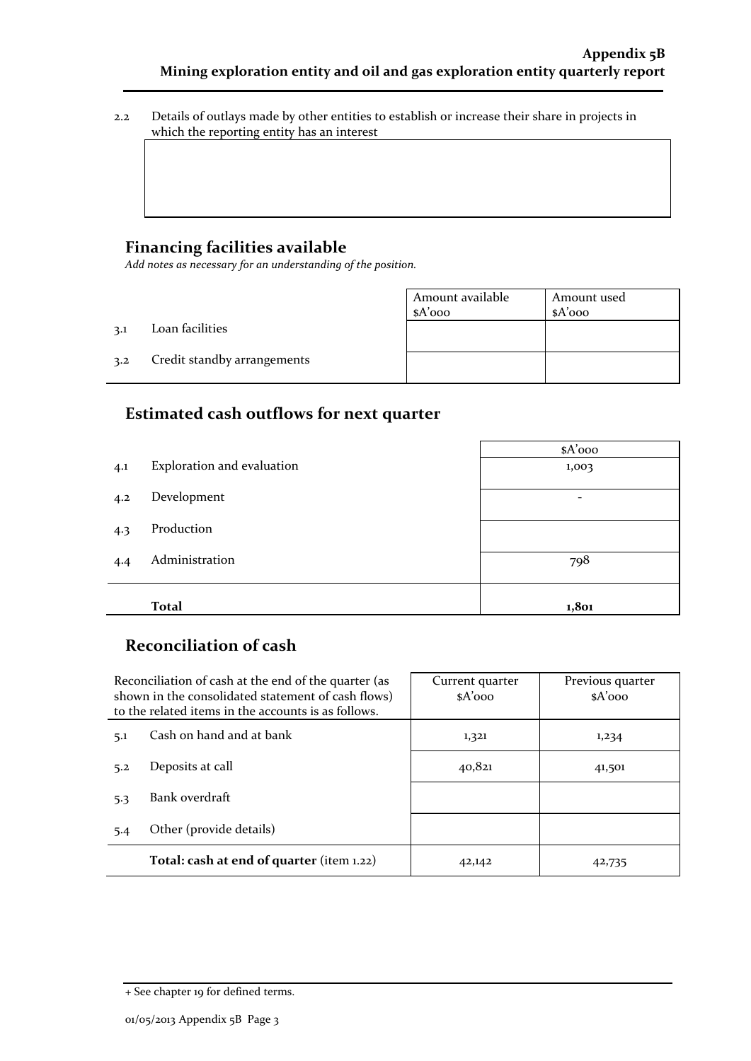2.2 Details of outlays made by other entities to establish or increase their share in projects in which the reporting entity has an interest

| |
|---|
| |

## Financing facilities available

*Add notes as necessary for an understanding of the position.*

| | | Amount available $A'000 | Amount used $A'000 |
|---|---|---|---|
| 3.1 | Loan facilities | | |
| 3.2 | Credit standby arrangements | | |

## Estimated cash outflows for next quarter

| | | $A'000 |
|---|---|---|
| 4.1 | Exploration and evaluation | 1,003 |
| 4.2 | Development | - |
| 4.3 | Production | |
| 4.4 | Administration | 798 |
| | **Total** | **1,801** |

## Reconciliation of cash

| Reconciliation of cash at the end of the quarter (as shown in the consolidated statement of cash flows) to the related items in the accounts is as follows. | | Current quarter $A'000 | Previous quarter $A'000 |
|---|---|---|---|
| 5.1 | Cash on hand and at bank | 1,321 | 1,234 |
| 5.2 | Deposits at call | 40,821 | 41,501 |
| 5.3 | Bank overdraft | | |
| 5.4 | Other (provide details) | | |
| | **Total: cash at end of quarter** (item 1.22) | 42,142 | 42,735 |

+ See chapter 19 for defined terms.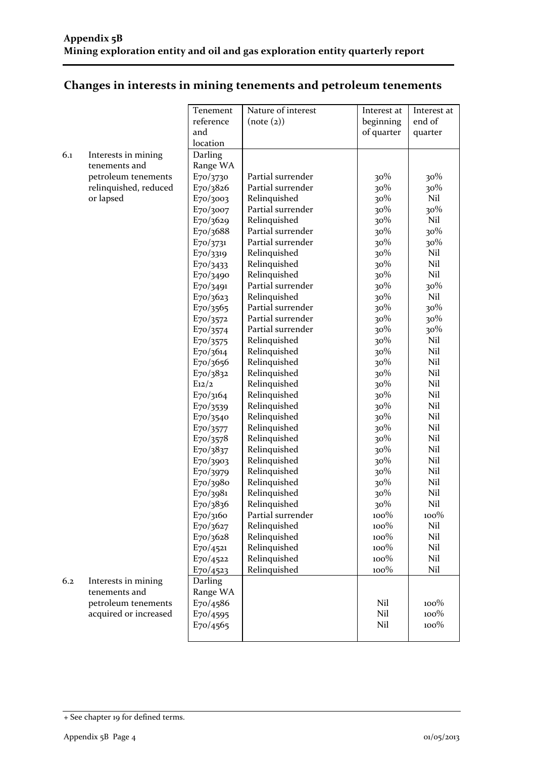## Changes in interests in mining tenements and petroleum tenements

| | | Tenement reference and location | Nature of interest (note (2)) | Interest at beginning of quarter | Interest at end of quarter |
|---|---|---|---|---|---|
| 6.1 | Interests in mining tenements and petroleum tenements relinquished, reduced or lapsed | Darling Range WA | | | |
| | | E70/3730 | Partial surrender | 30% | 30% |
| | | E70/3826 | Partial surrender | 30% | 30% |
| | | E70/3003 | Relinquished | 30% | Nil |
| | | E70/3007 | Partial surrender | 30% | 30% |
| | | E70/3629 | Relinquished | 30% | Nil |
| | | E70/3688 | Partial surrender | 30% | 30% |
| | | E70/3731 | Partial surrender | 30% | 30% |
| | | E70/3319 | Relinquished | 30% | Nil |
| | | E70/3433 | Relinquished | 30% | Nil |
| | | E70/3490 | Relinquished | 30% | Nil |
| | | E70/3491 | Partial surrender | 30% | 30% |
| | | E70/3623 | Relinquished | 30% | Nil |
| | | E70/3565 | Partial surrender | 30% | 30% |
| | | E70/3572 | Partial surrender | 30% | 30% |
| | | E70/3574 | Partial surrender | 30% | 30% |
| | | E70/3575 | Relinquished | 30% | Nil |
| | | E70/3614 | Relinquished | 30% | Nil |
| | | E70/3656 | Relinquished | 30% | Nil |
| | | E70/3832 | Relinquished | 30% | Nil |
| | | E12/2 | Relinquished | 30% | Nil |
| | | E70/3164 | Relinquished | 30% | Nil |
| | | E70/3539 | Relinquished | 30% | Nil |
| | | E70/3540 | Relinquished | 30% | Nil |
| | | E70/3577 | Relinquished | 30% | Nil |
| | | E70/3578 | Relinquished | 30% | Nil |
| | | E70/3837 | Relinquished | 30% | Nil |
| | | E70/3903 | Relinquished | 30% | Nil |
| | | E70/3979 | Relinquished | 30% | Nil |
| | | E70/3980 | Relinquished | 30% | Nil |
| | | E70/3981 | Relinquished | 30% | Nil |
| | | E70/3836 | Relinquished | 30% | Nil |
| | | E70/3160 | Partial surrender | 100% | 100% |
| | | E70/3627 | Relinquished | 100% | Nil |
| | | E70/3628 | Relinquished | 100% | Nil |
| | | E70/4521 | Relinquished | 100% | Nil |
| | | E70/4522 | Relinquished | 100% | Nil |
| | | E70/4523 | Relinquished | 100% | Nil |
| 6.2 | Interests in mining tenements and petroleum tenements acquired or increased | Darling Range WA | | | |
| | | E70/4586 | | Nil | 100% |
| | | E70/4595 | | Nil | 100% |
| | | E70/4565 | | Nil | 100% |

+ See chapter 19 for defined terms.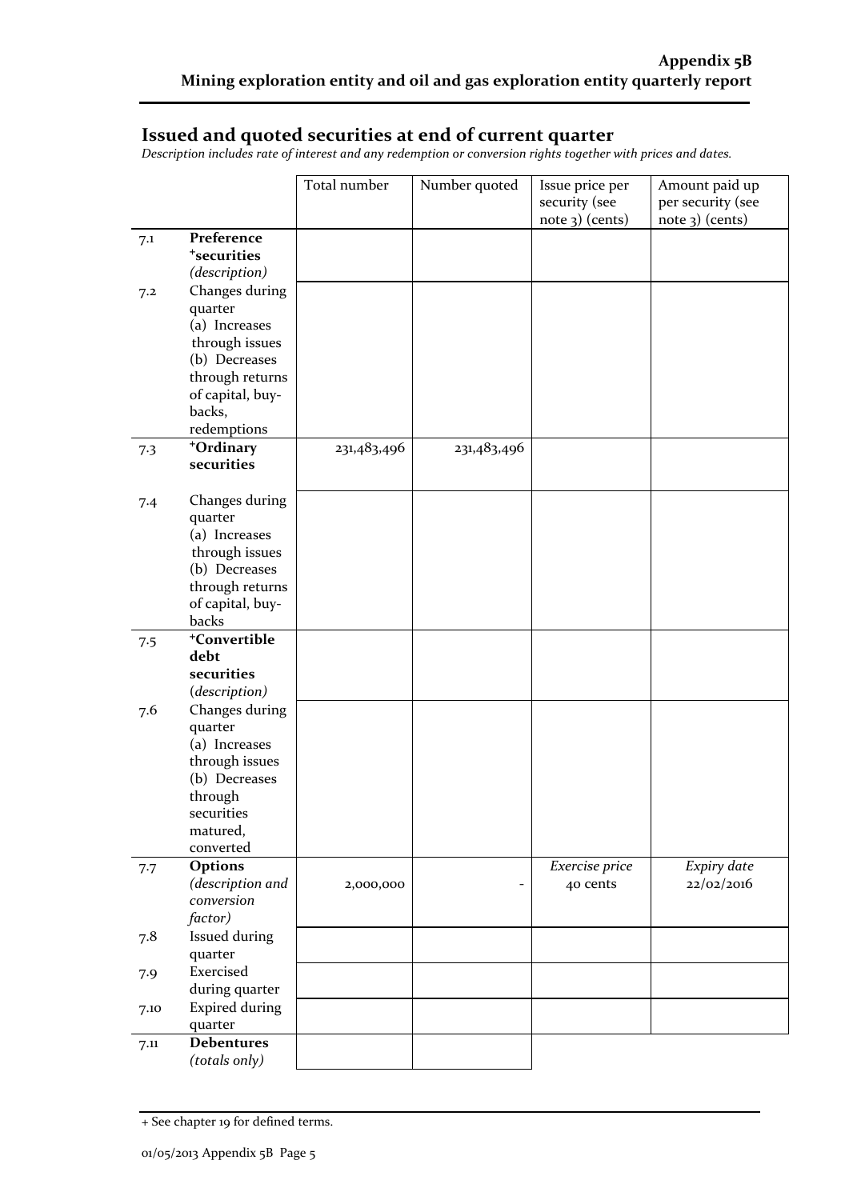## Issued and quoted securities at end of current quarter

*Description includes rate of interest and any redemption or conversion rights together with prices and dates.*

| | | Total number | Number quoted | Issue price per security (see note 3) (cents) | Amount paid up per security (see note 3) (cents) |
|---|---|---|---|---|---|
| 7.1 | **Preference +securities** *(description)* | | | | |
| 7.2 | Changes during quarter (a) Increases through issues (b) Decreases through returns of capital, buy-backs, redemptions | | | | |
| 7.3 | **+Ordinary securities** | 231,483,496 | 231,483,496 | | |
| 7.4 | Changes during quarter (a) Increases through issues (b) Decreases through returns of capital, buy-backs | | | | |
| 7.5 | **+Convertible debt securities** *(description)* | | | | |
| 7.6 | Changes during quarter (a) Increases through issues (b) Decreases through securities matured, converted | | | | |
| 7.7 | **Options** *(description and conversion factor)* | 2,000,000 | - | *Exercise price* 40 cents | *Expiry date* 22/02/2016 |
| 7.8 | Issued during quarter | | | | |
| 7.9 | Exercised during quarter | | | | |
| 7.10 | Expired during quarter | | | | |
| 7.11 | **Debentures** *(totals only)* | | | | |

+ See chapter 19 for defined terms.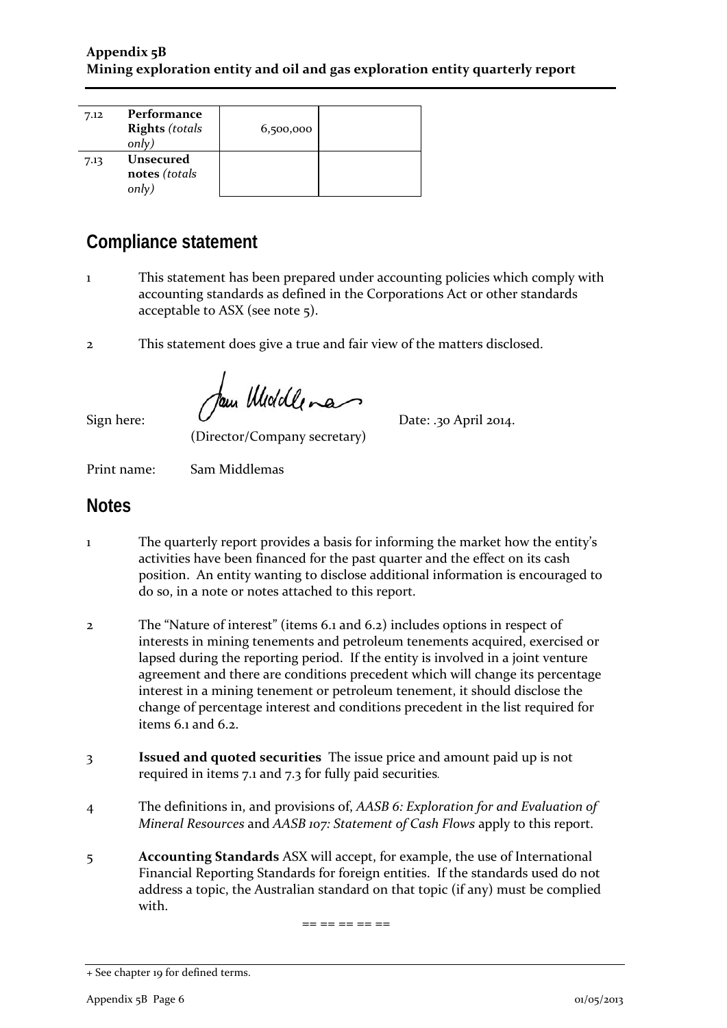| | | | |
|---|---|---|---|
| 7.12 | **Performance Rights** *(totals only)* | 6,500,000 | |
| 7.13 | **Unsecured notes** *(totals only)* | | |

## Compliance statement

1 This statement has been prepared under accounting policies which comply with accounting standards as defined in the Corporations Act or other standards acceptable to ASX (see note 5).

2 This statement does give a true and fair view of the matters disclosed.

Sign here: (Director/Company secretary) Date: .30 April 2014.

Print name: Sam Middlemas

## Notes

1 The quarterly report provides a basis for informing the market how the entity's activities have been financed for the past quarter and the effect on its cash position. An entity wanting to disclose additional information is encouraged to do so, in a note or notes attached to this report.

2 The "Nature of interest" (items 6.1 and 6.2) includes options in respect of interests in mining tenements and petroleum tenements acquired, exercised or lapsed during the reporting period. If the entity is involved in a joint venture agreement and there are conditions precedent which will change its percentage interest in a mining tenement or petroleum tenement, it should disclose the change of percentage interest and conditions precedent in the list required for items 6.1 and 6.2.

3 **Issued and quoted securities** The issue price and amount paid up is not required in items 7.1 and 7.3 for fully paid securities.

4 The definitions in, and provisions of, *AASB 6: Exploration for and Evaluation of Mineral Resources* and *AASB 107: Statement of Cash Flows* apply to this report.

5 **Accounting Standards** ASX will accept, for example, the use of International Financial Reporting Standards for foreign entities. If the standards used do not address a topic, the Australian standard on that topic (if any) must be complied with.

== == == == ==

+ See chapter 19 for defined terms.